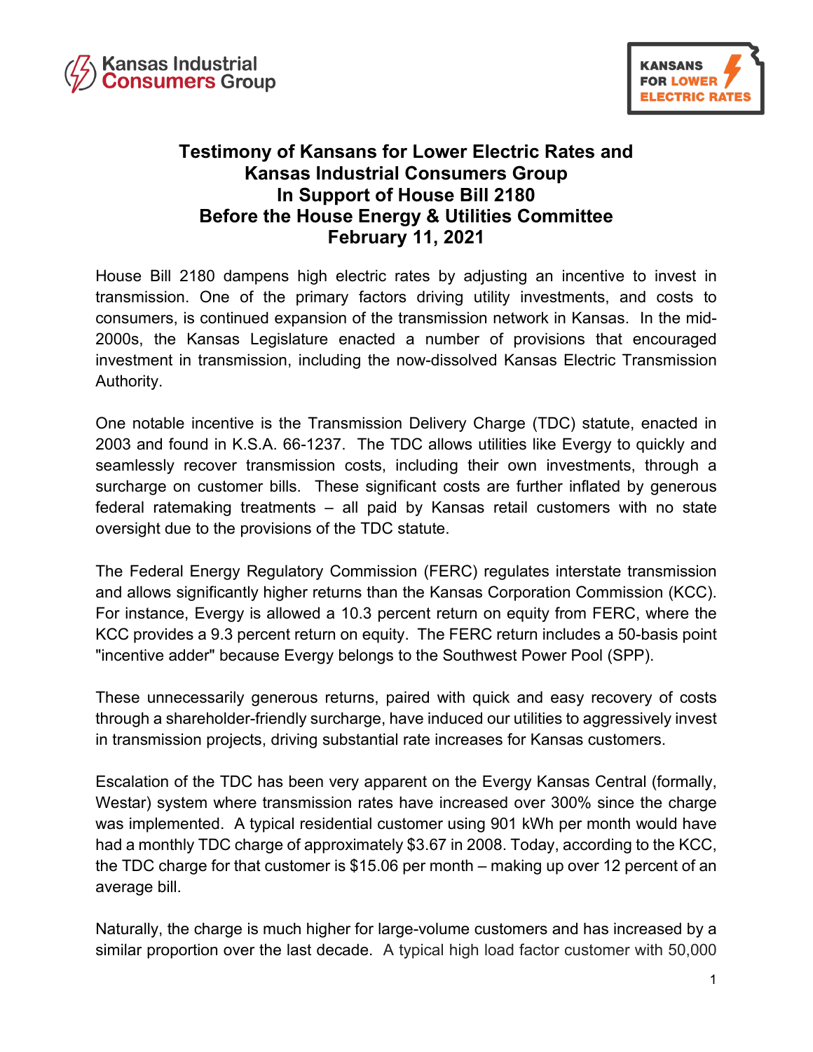Kansas Industrial Consumers Group

KANSANS FOR LOWER ELECTRIC RATES

# Testimony of Kansans for Lower Electric Rates and Kansas Industrial Consumers Group In Support of House Bill 2180 Before the House Energy & Utilities Committee February 11, 2021

House Bill 2180 dampens high electric rates by adjusting an incentive to invest in transmission. One of the primary factors driving utility investments, and costs to consumers, is continued expansion of the transmission network in Kansas. In the mid-2000s, the Kansas Legislature enacted a number of provisions that encouraged investment in transmission, including the now-dissolved Kansas Electric Transmission Authority.

One notable incentive is the Transmission Delivery Charge (TDC) statute, enacted in 2003 and found in K.S.A. 66-1237. The TDC allows utilities like Evergy to quickly and seamlessly recover transmission costs, including their own investments, through a surcharge on customer bills. These significant costs are further inflated by generous federal ratemaking treatments – all paid by Kansas retail customers with no state oversight due to the provisions of the TDC statute.

The Federal Energy Regulatory Commission (FERC) regulates interstate transmission and allows significantly higher returns than the Kansas Corporation Commission (KCC). For instance, Evergy is allowed a 10.3 percent return on equity from FERC, where the KCC provides a 9.3 percent return on equity. The FERC return includes a 50-basis point "incentive adder" because Evergy belongs to the Southwest Power Pool (SPP).

These unnecessarily generous returns, paired with quick and easy recovery of costs through a shareholder-friendly surcharge, have induced our utilities to aggressively invest in transmission projects, driving substantial rate increases for Kansas customers.

Escalation of the TDC has been very apparent on the Evergy Kansas Central (formally, Westar) system where transmission rates have increased over 300% since the charge was implemented. A typical residential customer using 901 kWh per month would have had a monthly TDC charge of approximately $3.67 in 2008. Today, according to the KCC, the TDC charge for that customer is $15.06 per month – making up over 12 percent of an average bill.

Naturally, the charge is much higher for large-volume customers and has increased by a similar proportion over the last decade. A typical high load factor customer with 50,000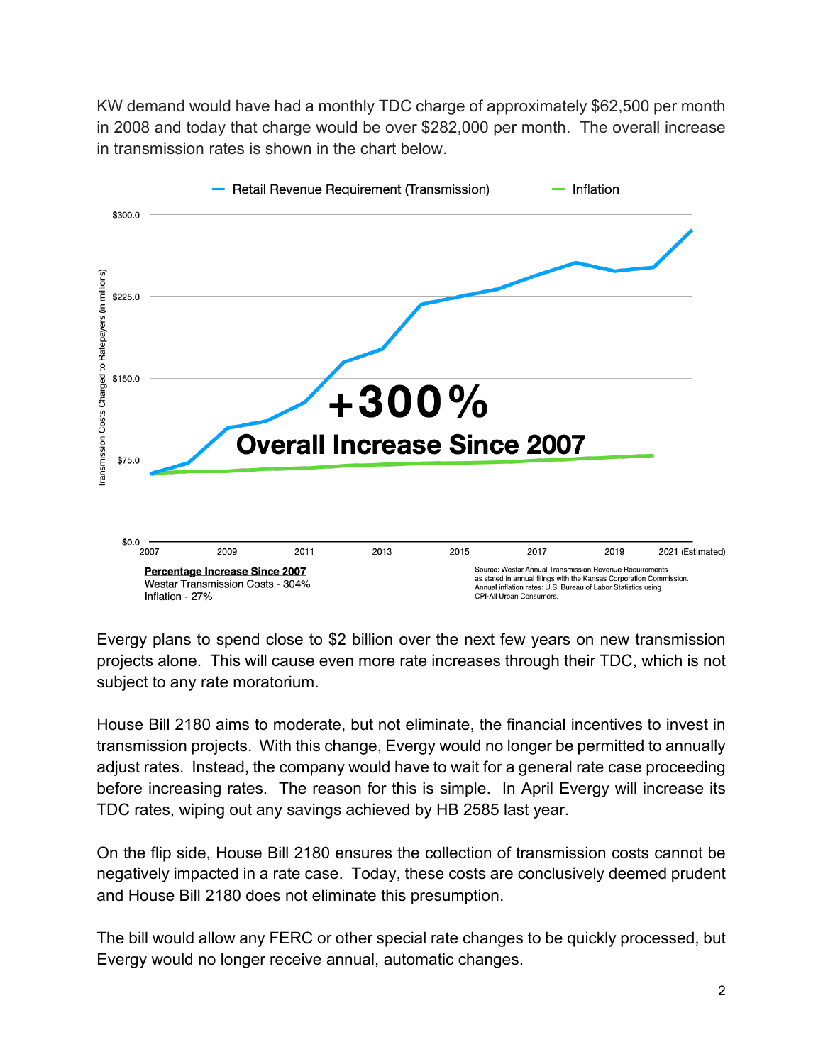KW demand would have had a monthly TDC charge of approximately $62,500 per month in 2008 and today that charge would be over $282,000 per month. The overall increase in transmission rates is shown in the chart below.

**Percentage Increase Since 2007**
Westar Transmission Costs - 304%
Inflation - 27%

Source: Westar Annual Transmission Revenue Requirements as stated in annual filings with the Kansas Corporation Commission. Annual inflation rates: U.S. Bureau of Labor Statistics using CPI-All Urban Consumers.

Evergy plans to spend close to $2 billion over the next few years on new transmission projects alone. This will cause even more rate increases through their TDC, which is not subject to any rate moratorium.

House Bill 2180 aims to moderate, but not eliminate, the financial incentives to invest in transmission projects. With this change, Evergy would no longer be permitted to annually adjust rates. Instead, the company would have to wait for a general rate case proceeding before increasing rates. The reason for this is simple. In April Evergy will increase its TDC rates, wiping out any savings achieved by HB 2585 last year.

On the flip side, House Bill 2180 ensures the collection of transmission costs cannot be negatively impacted in a rate case. Today, these costs are conclusively deemed prudent and House Bill 2180 does not eliminate this presumption.

The bill would allow any FERC or other special rate changes to be quickly processed, but Evergy would no longer receive annual, automatic changes.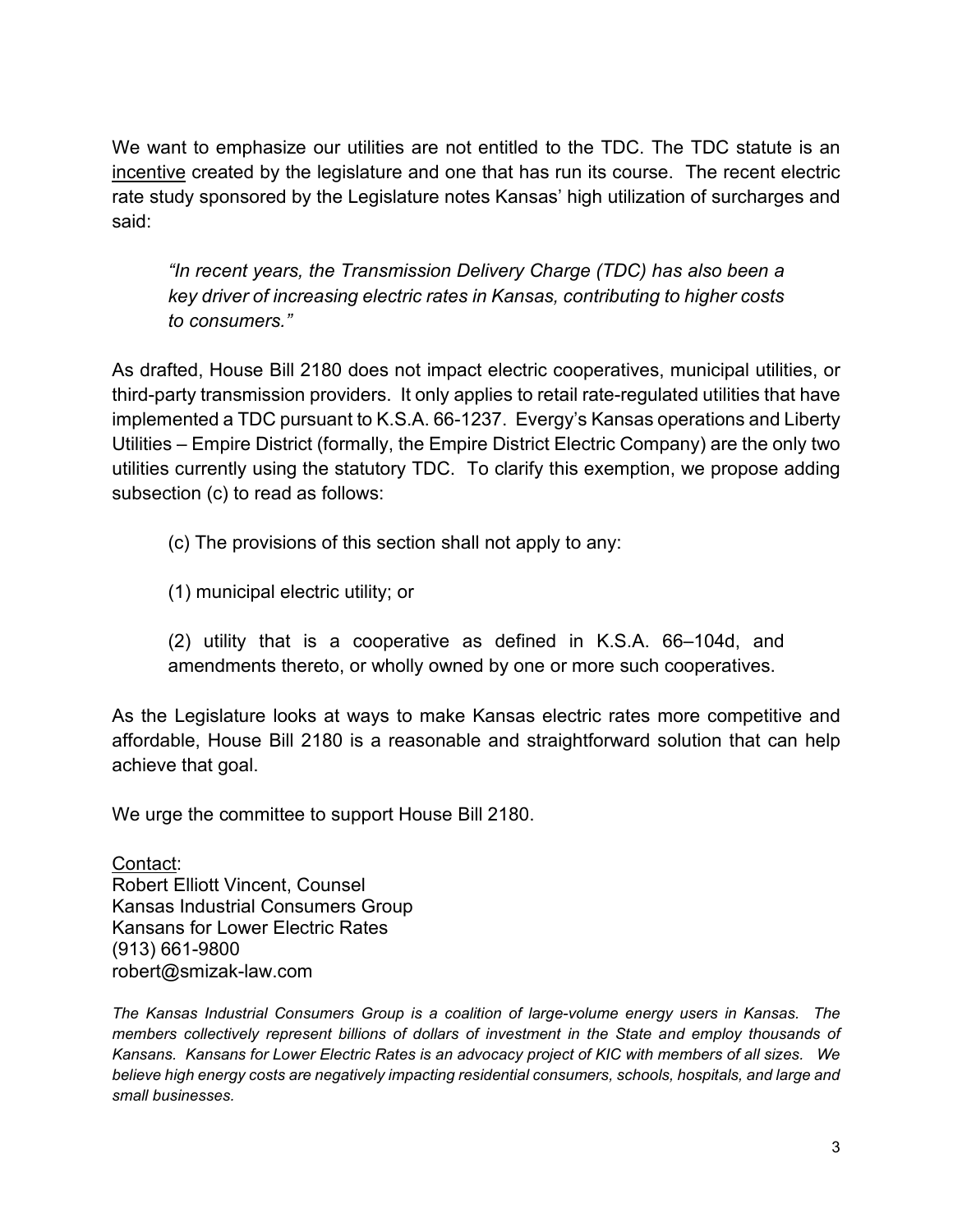We want to emphasize our utilities are not entitled to the TDC. The TDC statute is an <u>incentive</u> created by the legislature and one that has run its course. The recent electric rate study sponsored by the Legislature notes Kansas' high utilization of surcharges and said:

> *"In recent years, the Transmission Delivery Charge (TDC) has also been a key driver of increasing electric rates in Kansas, contributing to higher costs to consumers."*

As drafted, House Bill 2180 does not impact electric cooperatives, municipal utilities, or third-party transmission providers. It only applies to retail rate-regulated utilities that have implemented a TDC pursuant to K.S.A. 66-1237. Evergy's Kansas operations and Liberty Utilities – Empire District (formally, the Empire District Electric Company) are the only two utilities currently using the statutory TDC. To clarify this exemption, we propose adding subsection (c) to read as follows:

> (c) The provisions of this section shall not apply to any:
>
> (1) municipal electric utility; or
>
> (2) utility that is a cooperative as defined in K.S.A. 66–104d, and amendments thereto, or wholly owned by one or more such cooperatives.

As the Legislature looks at ways to make Kansas electric rates more competitive and affordable, House Bill 2180 is a reasonable and straightforward solution that can help achieve that goal.

We urge the committee to support House Bill 2180.

<u>Contact</u>:
Robert Elliott Vincent, Counsel
Kansas Industrial Consumers Group
Kansans for Lower Electric Rates
(913) 661-9800
robert@smizak-law.com

*The Kansas Industrial Consumers Group is a coalition of large-volume energy users in Kansas. The members collectively represent billions of dollars of investment in the State and employ thousands of Kansans. Kansans for Lower Electric Rates is an advocacy project of KIC with members of all sizes. We believe high energy costs are negatively impacting residential consumers, schools, hospitals, and large and small businesses.*